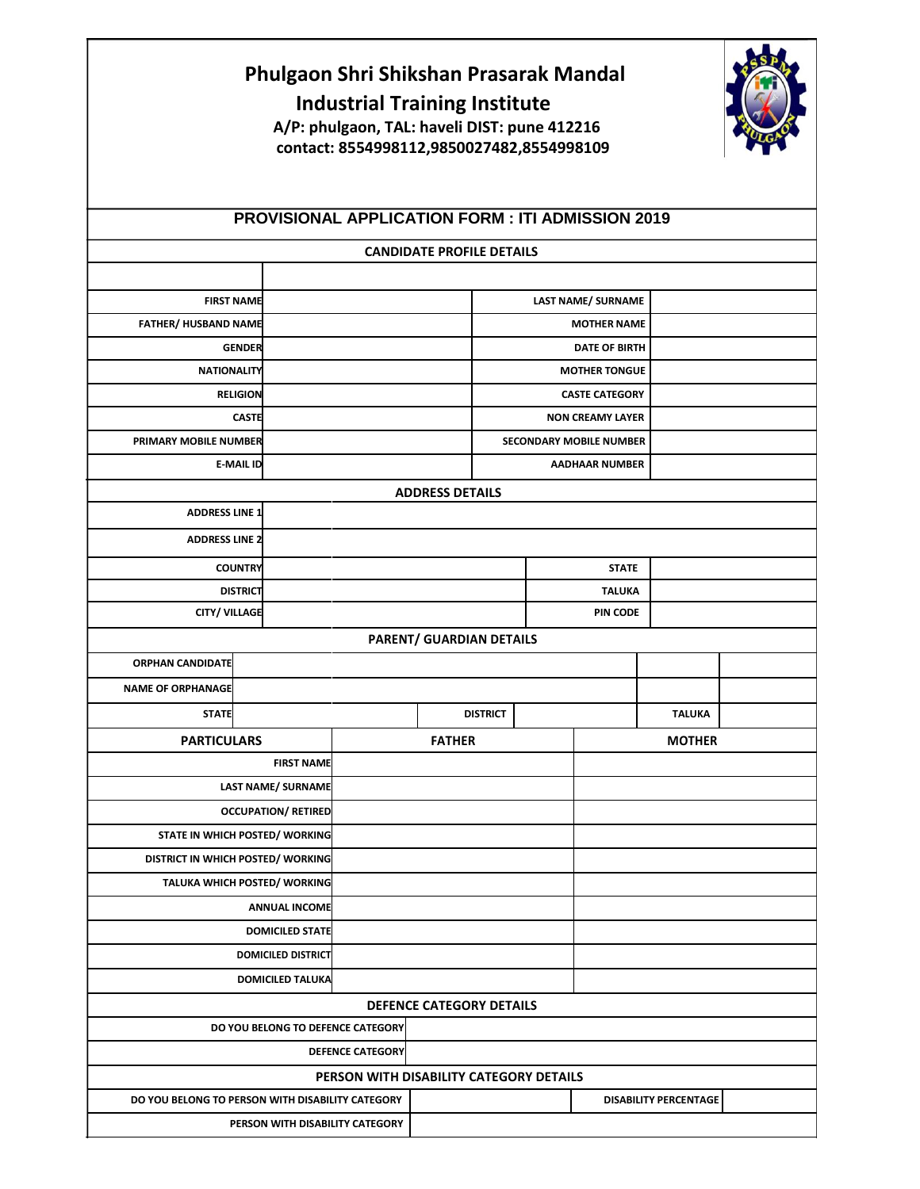# Phulgaon Shri Shikshan Prasarak Mandal

## Industrial Training Institute

**A/P: phulgaon, TAL: haveli DIST: pune 412216**

**contact: 8554998112,9850027482,8554998109**

## PROVISIONAL APPLICATION FORM : ITI ADMISSION 2019

### CANDIDATE PROFILE DETAILS

| | | | |
|---|---|---|---|
| FIRST NAME | | LAST NAME/ SURNAME | |
| FATHER/ HUSBAND NAME | | MOTHER NAME | |
| GENDER | | DATE OF BIRTH | |
| NATIONALITY | | MOTHER TONGUE | |
| RELIGION | | CASTE CATEGORY | |
| CASTE | | NON CREAMY LAYER | |
| PRIMARY MOBILE NUMBER | | SECONDARY MOBILE NUMBER | |
| E-MAIL ID | | AADHAAR NUMBER | |

### ADDRESS DETAILS

| | | | |
|---|---|---|---|
| ADDRESS LINE 1 | | | |
| ADDRESS LINE 2 | | | |
| COUNTRY | | STATE | |
| DISTRICT | | TALUKA | |
| CITY/ VILLAGE | | PIN CODE | |

### PARENT/ GUARDIAN DETAILS

| | | | | | |
|---|---|---|---|---|---|
| ORPHAN CANDIDATE | | | | | |
| NAME OF ORPHANAGE | | | | | |
| STATE | | DISTRICT | | TALUKA | |

| PARTICULARS | FATHER | MOTHER |
|---|---|---|
| FIRST NAME | | |
| LAST NAME/ SURNAME | | |
| OCCUPATION/ RETIRED | | |
| STATE IN WHICH POSTED/ WORKING | | |
| DISTRICT IN WHICH POSTED/ WORKING | | |
| TALUKA WHICH POSTED/ WORKING | | |
| ANNUAL INCOME | | |
| DOMICILED STATE | | |
| DOMICILED DISTRICT | | |
| DOMICILED TALUKA | | |

### DEFENCE CATEGORY DETAILS

| | |
|---|---|
| DO YOU BELONG TO DEFENCE CATEGORY | |
| DEFENCE CATEGORY | |

### PERSON WITH DISABILITY CATEGORY DETAILS

| | | | |
|---|---|---|---|
| DO YOU BELONG TO PERSON WITH DISABILITY CATEGORY | | DISABILITY PERCENTAGE | |
| PERSON WITH DISABILITY CATEGORY | | | |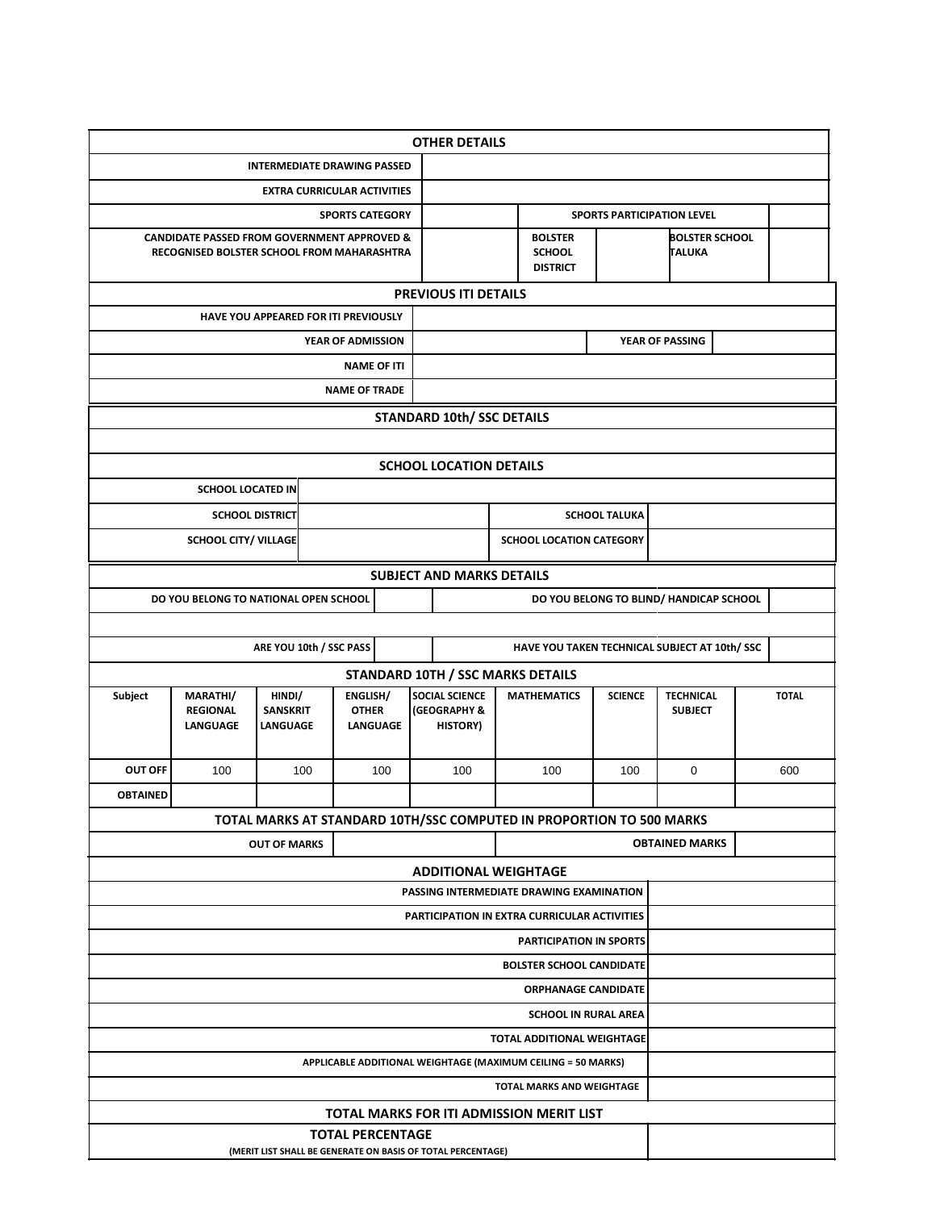## OTHER DETAILS

| | | | |
|---|---|---|---|
| INTERMEDIATE DRAWING PASSED | | | |
| EXTRA CURRICULAR ACTIVITIES | | | |
| SPORTS CATEGORY | | SPORTS PARTICIPATION LEVEL | |

| | | | | | |
|---|---|---|---|---|---|
| CANDIDATE PASSED FROM GOVERNMENT APPROVED & RECOGNISED BOLSTER SCHOOL FROM MAHARASHTRA | | BOLSTER SCHOOL DISTRICT | | BOLSTER SCHOOL TALUKA | |

## PREVIOUS ITI DETAILS

| | | | |
|---|---|---|---|
| HAVE YOU APPEARED FOR ITI PREVIOUSLY | | | |
| YEAR OF ADMISSION | | YEAR OF PASSING | |
| NAME OF ITI | | | |
| NAME OF TRADE | | | |

## STANDARD 10th/ SSC DETAILS

## SCHOOL LOCATION DETAILS

| | | | |
|---|---|---|---|
| SCHOOL LOCATED IN | | | |
| SCHOOL DISTRICT | | SCHOOL TALUKA | |
| SCHOOL CITY/ VILLAGE | | SCHOOL LOCATION CATEGORY | |

## SUBJECT AND MARKS DETAILS

| | | | |
|---|---|---|---|
| DO YOU BELONG TO NATIONAL OPEN SCHOOL | | DO YOU BELONG TO BLIND/ HANDICAP SCHOOL | |
| ARE YOU 10th / SSC PASS | | HAVE YOU TAKEN TECHNICAL SUBJECT AT 10th/ SSC | |

## STANDARD 10TH / SSC MARKS DETAILS

| Subject | MARATHI/ REGIONAL LANGUAGE | HINDI/ SANSKRIT LANGUAGE | ENGLISH/ OTHER LANGUAGE | SOCIAL SCIENCE (GEOGRAPHY & HISTORY) | MATHEMATICS | SCIENCE | TECHNICAL SUBJECT | TOTAL |
|---|---|---|---|---|---|---|---|---|
| OUT OFF | 100 | 100 | 100 | 100 | 100 | 100 | 0 | 600 |
| OBTAINED | | | | | | | | |

## TOTAL MARKS AT STANDARD 10TH/SSC COMPUTED IN PROPORTION TO 500 MARKS

| | | | |
|---|---|---|---|
| OUT OF MARKS | | OBTAINED MARKS | |

## ADDITIONAL WEIGHTAGE

| | |
|---|---|
| PASSING INTERMEDIATE DRAWING EXAMINATION | |
| PARTICIPATION IN EXTRA CURRICULAR ACTIVITIES | |
| PARTICIPATION IN SPORTS | |
| BOLSTER SCHOOL CANDIDATE | |
| ORPHANAGE CANDIDATE | |
| SCHOOL IN RURAL AREA | |
| TOTAL ADDITIONAL WEIGHTAGE | |
| APPLICABLE ADDITIONAL WEIGHTAGE (MAXIMUM CEILING = 50 MARKS) | |
| TOTAL MARKS AND WEIGHTAGE | |

## TOTAL MARKS FOR ITI ADMISSION MERIT LIST

| | |
|---|---|
| **TOTAL PERCENTAGE** (MERIT LIST SHALL BE GENERATE ON BASIS OF TOTAL PERCENTAGE) | |